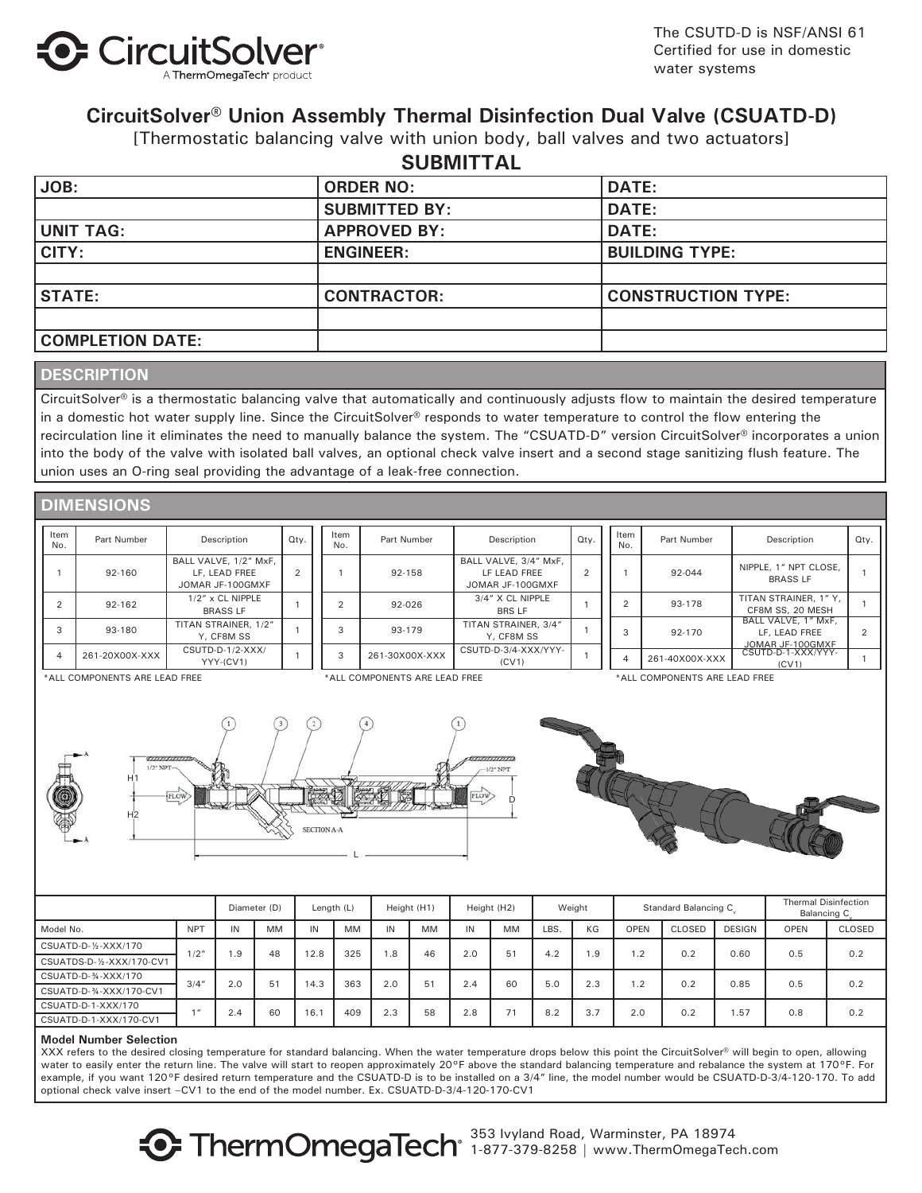The CSUTD-D is NSF/ANSI 61 Certified for use in domestic water systems

# CircuitSolver® Union Assembly Thermal Disinfection Dual Valve (CSUATD-D)

[Thermostatic balancing valve with union body, ball valves and two actuators]

## SUBMITTAL

| JOB: | ORDER NO: | DATE: |
|---|---|---|
| | SUBMITTED BY: | DATE: |
| UNIT TAG: | APPROVED BY: | DATE: |
| CITY: | ENGINEER: | BUILDING TYPE: |
| | | |
| STATE: | CONTRACTOR: | CONSTRUCTION TYPE: |
| | | |
| COMPLETION DATE: | | |

## DESCRIPTION

CircuitSolver® is a thermostatic balancing valve that automatically and continuously adjusts flow to maintain the desired temperature in a domestic hot water supply line. Since the CircuitSolver® responds to water temperature to control the flow entering the recirculation line it eliminates the need to manually balance the system. The "CSUATD-D" version CircuitSolver® incorporates a union into the body of the valve with isolated ball valves, an optional check valve insert and a second stage sanitizing flush feature. The union uses an O-ring seal providing the advantage of a leak-free connection.

## DIMENSIONS

| Item No. | Part Number | Description | Qty. |
|---|---|---|---|
| 1 | 92-160 | BALL VALVE, 1/2" MxF, LF, LEAD FREE JOMAR JF-100GMXF | 2 |
| 2 | 92-162 | 1/2" x CL NIPPLE BRASS LF | 1 |
| 3 | 93-180 | TITAN STRAINER, 1/2" Y, CF8M SS | 1 |
| 4 | 261-20X00X-XXX | CSUTD-D-1/2-XXX/YYY-(CV1) | 1 |

*ALL COMPONENTS ARE LEAD FREE

| Item No. | Part Number | Description | Qty. |
|---|---|---|---|
| 1 | 92-158 | BALL VALVE, 3/4" MxF, LF LEAD FREE JOMAR JF-100GMXF | 2 |
| 2 | 92-026 | 3/4" X CL NIPPLE BRS LF | 1 |
| 3 | 93-179 | TITAN STRAINER, 3/4" Y, CF8M SS | 1 |
| 3 | 261-30X00X-XXX | CSUTD-D-3/4-XXX/YYY-(CV1) | 1 |

*ALL COMPONENTS ARE LEAD FREE

| Item No. | Part Number | Description | Qty. |
|---|---|---|---|
| 1 | 92-044 | NIPPLE, 1" NPT CLOSE, BRASS LF | 1 |
| 2 | 93-178 | TITAN STRAINER, 1" Y, CF8M SS, 20 MESH | 1 |
| 3 | 92-170 | BALL VALVE, 1" MxF, LF, LEAD FREE JOMAR JF-100GMXF | 2 |
| 4 | 261-40X00X-XXX | CSUTD-D-1-XXX/YYY-(CV1) | 1 |

*ALL COMPONENTS ARE LEAD FREE

| | | Diameter (D) | | Length (L) | | Height (H1) | | Height (H2) | | Weight | | Standard Balancing $C_v$ | | | Thermal Disinfection Balancing $C_v$ | |
|---|---|---|---|---|---|---|---|---|---|---|---|---|---|---|---|---|
| Model No. | NPT | IN | MM | IN | MM | IN | MM | IN | MM | LBS. | KG | OPEN | CLOSED | DESIGN | OPEN | CLOSED |
| CSUATD-D-½-XXX/170<br>CSUATDS-D-½-XXX/170-CV1 | 1/2" | 1.9 | 48 | 12.8 | 325 | 1.8 | 46 | 2.0 | 51 | 4.2 | 1.9 | 1.2 | 0.2 | 0.60 | 0.5 | 0.2 |
| CSUATD-D-¾-XXX/170<br>CSUATD-D-¾-XXX/170-CV1 | 3/4" | 2.0 | 51 | 14.3 | 363 | 2.0 | 51 | 2.4 | 60 | 5.0 | 2.3 | 1.2 | 0.2 | 0.85 | 0.5 | 0.2 |
| CSUATD-D-1-XXX/170<br>CSUATD-D-1-XXX/170-CV1 | 1" | 2.4 | 60 | 16.1 | 409 | 2.3 | 58 | 2.8 | 71 | 8.2 | 3.7 | 2.0 | 0.2 | 1.57 | 0.8 | 0.2 |

**Model Number Selection**

XXX refers to the desired closing temperature for standard balancing. When the water temperature drops below this point the CircuitSolver® will begin to open, allowing water to easily enter the return line. The valve will start to reopen approximately 20°F above the standard balancing temperature and rebalance the system at 170°F. For example, if you want 120°F desired return temperature and the CSUATD-D is to be installed on a 3/4" line, the model number would be CSUATD-D-3/4-120-170. To add optional check valve insert –CV1 to the end of the model number. Ex. CSUATD-D-3/4-120-170-CV1

ThermOmegaTech® 353 Ivyland Road, Warminster, PA 18974 | 1-877-379-8258 | www.ThermOmegaTech.com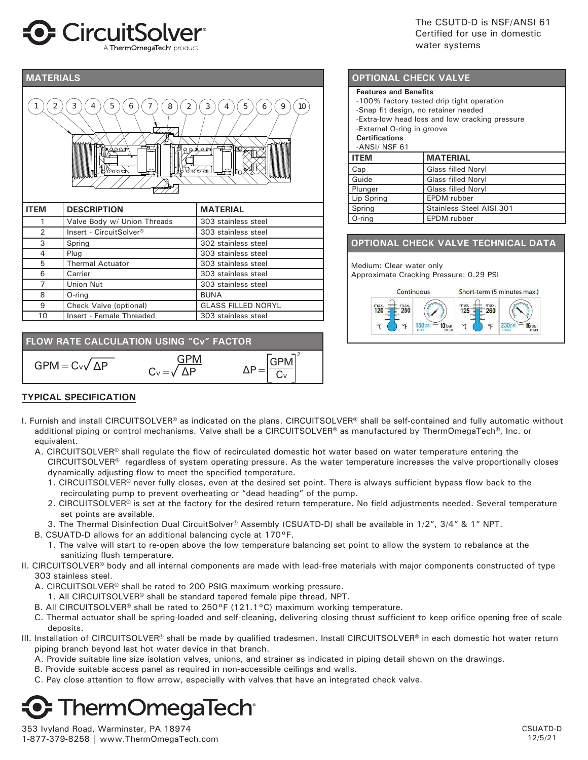CircuitSolver®
A ThermOmegaTech® product

The CSUTD-D is NSF/ANSI 61 Certified for use in domestic water systems

## MATERIALS

1 2 3 4 5 6 7 8 2 3 4 5 6 9 10

| ITEM | DESCRIPTION | MATERIAL |
|---|---|---|
| 1 | Valve Body w/ Union Threads | 303 stainless steel |
| 2 | Insert - CircuitSolver® | 303 stainless steel |
| 3 | Spring | 302 stainless steel |
| 4 | Plug | 303 stainless steel |
| 5 | Thermal Actuator | 303 stainless steel |
| 6 | Carrier | 303 stainless steel |
| 7 | Union Nut | 303 stainless steel |
| 8 | O-ring | BUNA |
| 9 | Check Valve (optional) | GLASS FILLED NORYL |
| 10 | Insert - Female Threaded | 303 stainless steel |

## FLOW RATE CALCULATION USING "Cv" FACTOR

$$GPM = C_v\sqrt{\Delta P} \qquad C_v = \frac{GPM}{\sqrt{\Delta P}} \qquad \Delta P = \left[\frac{GPM}{C_v}\right]^2$$

## OPTIONAL CHECK VALVE

**Features and Benefits**
- 100% factory tested drip tight operation
- Snap fit design, no retainer needed
- Extra-low head loss and low cracking pressure
- External O-ring in groove

**Certifications**
- ANSI/ NSF 61

| ITEM | MATERIAL |
|---|---|
| Cap | Glass filled Noryl |
| Guide | Glass filled Noryl |
| Plunger | Glass filled Noryl |
| Lip Spring | EPDM rubber |
| Spring | Stainless Steel AISI 301 |
| O-ring | EPDM rubber |

## OPTIONAL CHECK VALVE TECHNICAL DATA

Medium: Clear water only
Approximate Cracking Pressure: 0.29 PSI

Continuous
max. 120 °C max. 250 °F
150psi max. 10bar max.

Short-term (5 minutes max.)
max. 125 °C max. 260 °F
230psi max. 16bar max.

## TYPICAL SPECIFICATION

I. Furnish and install CIRCUITSOLVER® as indicated on the plans. CIRCUITSOLVER® shall be self-contained and fully automatic without additional piping or control mechanisms. Valve shall be a CIRCUITSOLVER® as manufactured by ThermOmegaTech®, Inc. or equivalent.
   - A. CIRCUITSOLVER® shall regulate the flow of recirculated domestic hot water based on water temperature entering the CIRCUITSOLVER® regardless of system operating pressure. As the water temperature increases the valve proportionally closes dynamically adjusting flow to meet the specified temperature.
     1. CIRCUITSOLVER® never fully closes, even at the desired set point. There is always sufficient bypass flow back to the recirculating pump to prevent overheating or "dead heading" of the pump.
     2. CIRCUITSOLVER® is set at the factory for the desired return temperature. No field adjustments needed. Several temperature set points are available.
     3. The Thermal Disinfection Dual CircuitSolver® Assembly (CSUATD-D) shall be available in 1/2", 3/4" & 1" NPT.
   - B. CSUATD-D allows for an additional balancing cycle at 170°F.
     1. The valve will start to re-open above the low temperature balancing set point to allow the system to rebalance at the sanitizing flush temperature.

II. CIRCUITSOLVER® body and all internal components are made with lead-free materials with major components constructed of type 303 stainless steel.
   - A. CIRCUITSOLVER® shall be rated to 200 PSIG maximum working pressure.
     1. All CIRCUITSOLVER® shall be standard tapered female pipe thread, NPT.
   - B. All CIRCUITSOLVER® shall be rated to 250°F (121.1°C) maximum working temperature.
   - C. Thermal actuator shall be spring-loaded and self-cleaning, delivering closing thrust sufficient to keep orifice opening free of scale deposits.

III. Installation of CIRCUITSOLVER® shall be made by qualified tradesmen. Install CIRCUITSOLVER® in each domestic hot water return piping branch beyond last hot water device in that branch.
   - A. Provide suitable line size isolation valves, unions, and strainer as indicated in piping detail shown on the drawings.
   - B. Provide suitable access panel as required in non-accessible ceilings and walls.
   - C. Pay close attention to flow arrow, especially with valves that have an integrated check valve.

ThermOmegaTech®

353 Ivyland Road, Warminster, PA 18974
1-877-379-8258 | www.ThermOmegaTech.com

CSUATD-D
12/5/21